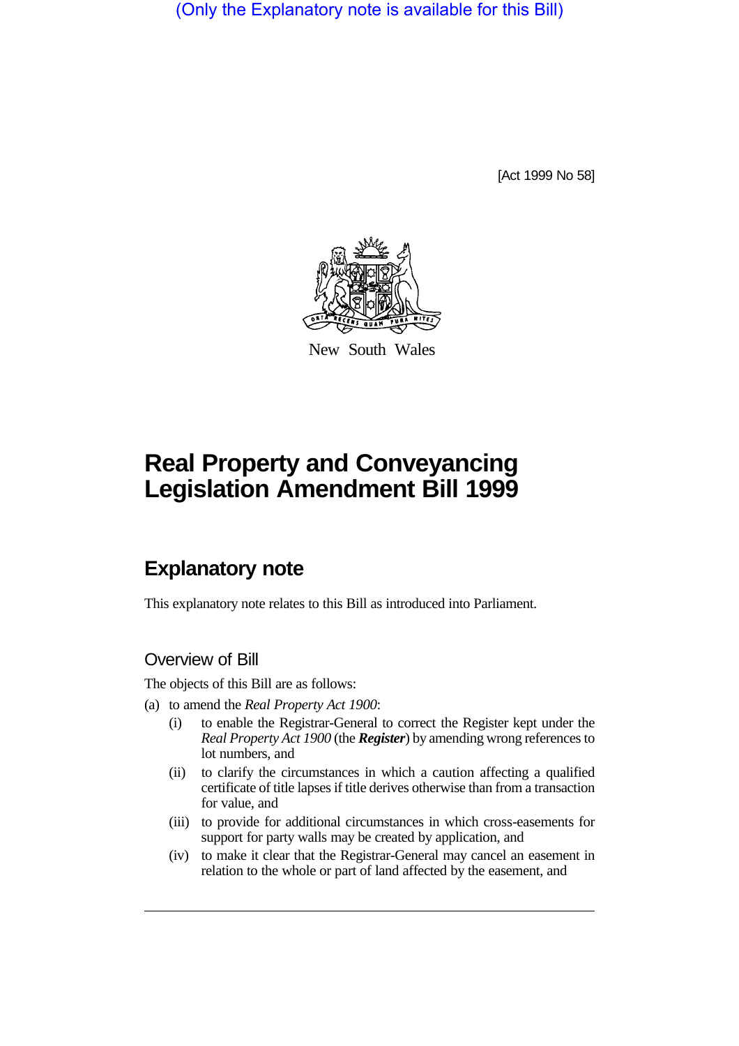(Only the Explanatory note is available for this Bill)

[Act 1999 No 58]

New South Wales

# Real Property and Conveyancing Legislation Amendment Bill 1999

## Explanatory note

This explanatory note relates to this Bill as introduced into Parliament.

### Overview of Bill

The objects of this Bill are as follows:

(a) to amend the *Real Property Act 1900*:

- (i) to enable the Registrar-General to correct the Register kept under the *Real Property Act 1900* (the ***Register***) by amending wrong references to lot numbers, and
- (ii) to clarify the circumstances in which a caution affecting a qualified certificate of title lapses if title derives otherwise than from a transaction for value, and
- (iii) to provide for additional circumstances in which cross-easements for support for party walls may be created by application, and
- (iv) to make it clear that the Registrar-General may cancel an easement in relation to the whole or part of land affected by the easement, and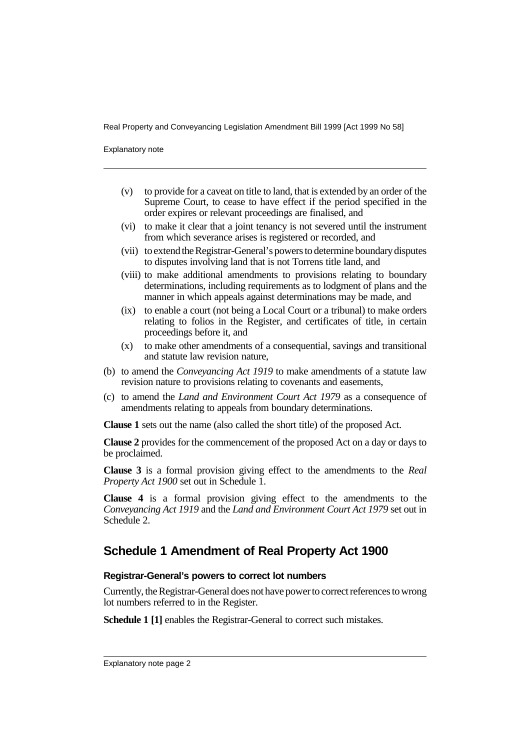(v) to provide for a caveat on title to land, that is extended by an order of the Supreme Court, to cease to have effect if the period specified in the order expires or relevant proceedings are finalised, and

(vi) to make it clear that a joint tenancy is not severed until the instrument from which severance arises is registered or recorded, and

(vii) to extend the Registrar-General's powers to determine boundary disputes to disputes involving land that is not Torrens title land, and

(viii) to make additional amendments to provisions relating to boundary determinations, including requirements as to lodgment of plans and the manner in which appeals against determinations may be made, and

(ix) to enable a court (not being a Local Court or a tribunal) to make orders relating to folios in the Register, and certificates of title, in certain proceedings before it, and

(x) to make other amendments of a consequential, savings and transitional and statute law revision nature,

(b) to amend the *Conveyancing Act 1919* to make amendments of a statute law revision nature to provisions relating to covenants and easements,

(c) to amend the *Land and Environment Court Act 1979* as a consequence of amendments relating to appeals from boundary determinations.

**Clause 1** sets out the name (also called the short title) of the proposed Act.

**Clause 2** provides for the commencement of the proposed Act on a day or days to be proclaimed.

**Clause 3** is a formal provision giving effect to the amendments to the *Real Property Act 1900* set out in Schedule 1.

**Clause 4** is a formal provision giving effect to the amendments to the *Conveyancing Act 1919* and the *Land and Environment Court Act 1979* set out in Schedule 2.

## Schedule 1 Amendment of Real Property Act 1900

#### Registrar-General's powers to correct lot numbers

Currently, the Registrar-General does not have power to correct references to wrong lot numbers referred to in the Register.

**Schedule 1 [1]** enables the Registrar-General to correct such mistakes.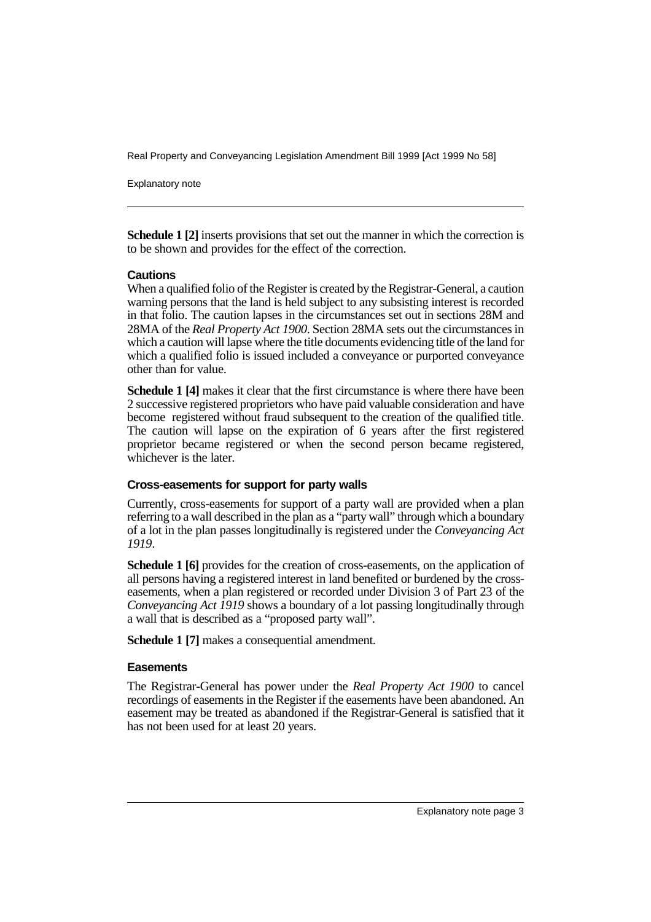**Schedule 1 [2]** inserts provisions that set out the manner in which the correction is to be shown and provides for the effect of the correction.

### Cautions

When a qualified folio of the Register is created by the Registrar-General, a caution warning persons that the land is held subject to any subsisting interest is recorded in that folio. The caution lapses in the circumstances set out in sections 28M and 28MA of the *Real Property Act 1900*. Section 28MA sets out the circumstances in which a caution will lapse where the title documents evidencing title of the land for which a qualified folio is issued included a conveyance or purported conveyance other than for value.

**Schedule 1 [4]** makes it clear that the first circumstance is where there have been 2 successive registered proprietors who have paid valuable consideration and have become registered without fraud subsequent to the creation of the qualified title. The caution will lapse on the expiration of 6 years after the first registered proprietor became registered or when the second person became registered, whichever is the later.

### Cross-easements for support for party walls

Currently, cross-easements for support of a party wall are provided when a plan referring to a wall described in the plan as a "party wall" through which a boundary of a lot in the plan passes longitudinally is registered under the *Conveyancing Act 1919*.

**Schedule 1 [6]** provides for the creation of cross-easements, on the application of all persons having a registered interest in land benefited or burdened by the cross-easements, when a plan registered or recorded under Division 3 of Part 23 of the *Conveyancing Act 1919* shows a boundary of a lot passing longitudinally through a wall that is described as a "proposed party wall".

**Schedule 1 [7]** makes a consequential amendment.

### Easements

The Registrar-General has power under the *Real Property Act 1900* to cancel recordings of easements in the Register if the easements have been abandoned. An easement may be treated as abandoned if the Registrar-General is satisfied that it has not been used for at least 20 years.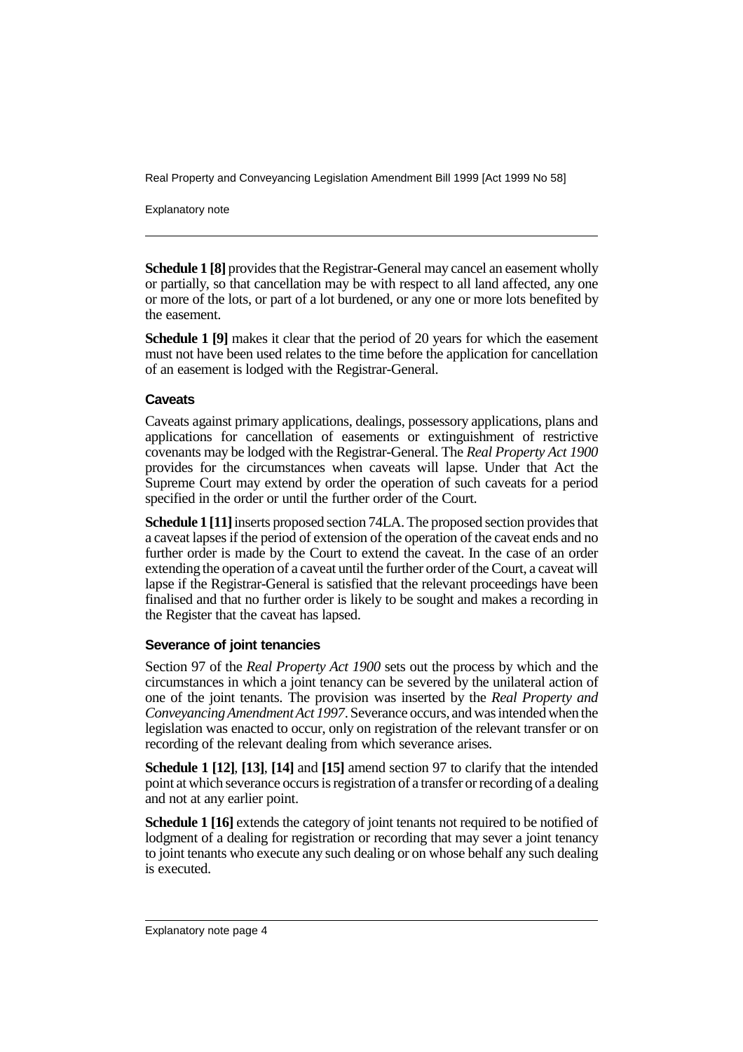**Schedule 1 [8]** provides that the Registrar-General may cancel an easement wholly or partially, so that cancellation may be with respect to all land affected, any one or more of the lots, or part of a lot burdened, or any one or more lots benefited by the easement.

**Schedule 1 [9]** makes it clear that the period of 20 years for which the easement must not have been used relates to the time before the application for cancellation of an easement is lodged with the Registrar-General.

### Caveats

Caveats against primary applications, dealings, possessory applications, plans and applications for cancellation of easements or extinguishment of restrictive covenants may be lodged with the Registrar-General. The *Real Property Act 1900* provides for the circumstances when caveats will lapse. Under that Act the Supreme Court may extend by order the operation of such caveats for a period specified in the order or until the further order of the Court.

**Schedule 1 [11]** inserts proposed section 74LA. The proposed section provides that a caveat lapses if the period of extension of the operation of the caveat ends and no further order is made by the Court to extend the caveat. In the case of an order extending the operation of a caveat until the further order of the Court, a caveat will lapse if the Registrar-General is satisfied that the relevant proceedings have been finalised and that no further order is likely to be sought and makes a recording in the Register that the caveat has lapsed.

### Severance of joint tenancies

Section 97 of the *Real Property Act 1900* sets out the process by which and the circumstances in which a joint tenancy can be severed by the unilateral action of one of the joint tenants. The provision was inserted by the *Real Property and Conveyancing Amendment Act 1997*. Severance occurs, and was intended when the legislation was enacted to occur, only on registration of the relevant transfer or on recording of the relevant dealing from which severance arises.

**Schedule 1 [12]**, **[13]**, **[14]** and **[15]** amend section 97 to clarify that the intended point at which severance occurs is registration of a transfer or recording of a dealing and not at any earlier point.

**Schedule 1 [16]** extends the category of joint tenants not required to be notified of lodgment of a dealing for registration or recording that may sever a joint tenancy to joint tenants who execute any such dealing or on whose behalf any such dealing is executed.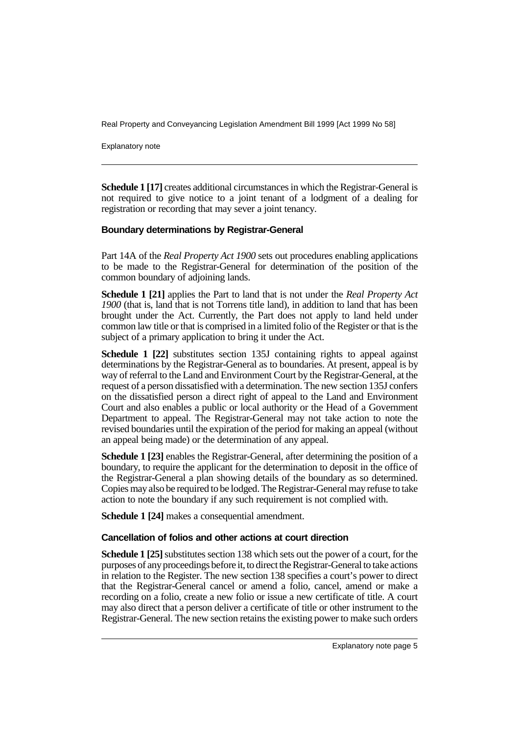**Schedule 1 [17]** creates additional circumstances in which the Registrar-General is not required to give notice to a joint tenant of a lodgment of a dealing for registration or recording that may sever a joint tenancy.

### Boundary determinations by Registrar-General

Part 14A of the *Real Property Act 1900* sets out procedures enabling applications to be made to the Registrar-General for determination of the position of the common boundary of adjoining lands.

**Schedule 1 [21]** applies the Part to land that is not under the *Real Property Act 1900* (that is, land that is not Torrens title land), in addition to land that has been brought under the Act. Currently, the Part does not apply to land held under common law title or that is comprised in a limited folio of the Register or that is the subject of a primary application to bring it under the Act.

**Schedule 1 [22]** substitutes section 135J containing rights to appeal against determinations by the Registrar-General as to boundaries. At present, appeal is by way of referral to the Land and Environment Court by the Registrar-General, at the request of a person dissatisfied with a determination. The new section 135J confers on the dissatisfied person a direct right of appeal to the Land and Environment Court and also enables a public or local authority or the Head of a Government Department to appeal. The Registrar-General may not take action to note the revised boundaries until the expiration of the period for making an appeal (without an appeal being made) or the determination of any appeal.

**Schedule 1 [23]** enables the Registrar-General, after determining the position of a boundary, to require the applicant for the determination to deposit in the office of the Registrar-General a plan showing details of the boundary as so determined. Copies may also be required to be lodged. The Registrar-General may refuse to take action to note the boundary if any such requirement is not complied with.

**Schedule 1 [24]** makes a consequential amendment.

### Cancellation of folios and other actions at court direction

**Schedule 1 [25]** substitutes section 138 which sets out the power of a court, for the purposes of any proceedings before it, to direct the Registrar-General to take actions in relation to the Register. The new section 138 specifies a court's power to direct that the Registrar-General cancel or amend a folio, cancel, amend or make a recording on a folio, create a new folio or issue a new certificate of title. A court may also direct that a person deliver a certificate of title or other instrument to the Registrar-General. The new section retains the existing power to make such orders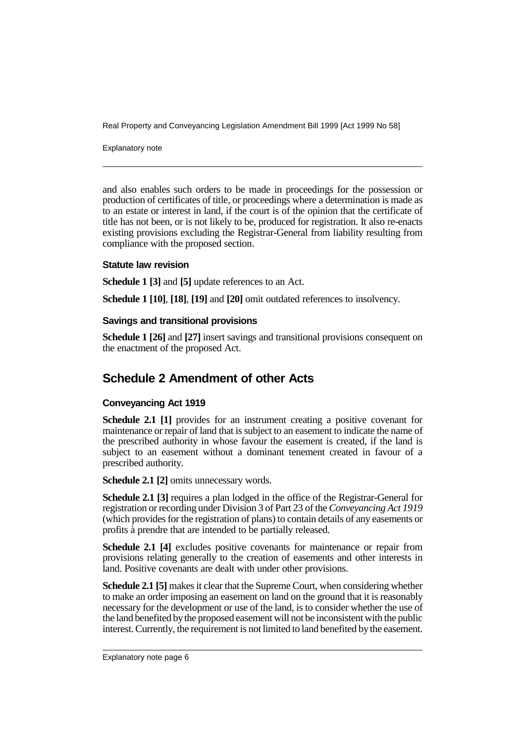and also enables such orders to be made in proceedings for the possession or production of certificates of title, or proceedings where a determination is made as to an estate or interest in land, if the court is of the opinion that the certificate of title has not been, or is not likely to be, produced for registration. It also re-enacts existing provisions excluding the Registrar-General from liability resulting from compliance with the proposed section.

### Statute law revision

**Schedule 1 [3]** and **[5]** update references to an Act.

**Schedule 1 [10]**, **[18]**, **[19]** and **[20]** omit outdated references to insolvency.

### Savings and transitional provisions

**Schedule 1 [26]** and **[27]** insert savings and transitional provisions consequent on the enactment of the proposed Act.

## Schedule 2 Amendment of other Acts

### Conveyancing Act 1919

**Schedule 2.1 [1]** provides for an instrument creating a positive covenant for maintenance or repair of land that is subject to an easement to indicate the name of the prescribed authority in whose favour the easement is created, if the land is subject to an easement without a dominant tenement created in favour of a prescribed authority.

**Schedule 2.1 [2]** omits unnecessary words.

**Schedule 2.1 [3]** requires a plan lodged in the office of the Registrar-General for registration or recording under Division 3 of Part 23 of the *Conveyancing Act 1919* (which provides for the registration of plans) to contain details of any easements or profits à prendre that are intended to be partially released.

**Schedule 2.1 [4]** excludes positive covenants for maintenance or repair from provisions relating generally to the creation of easements and other interests in land. Positive covenants are dealt with under other provisions.

**Schedule 2.1 [5]** makes it clear that the Supreme Court, when considering whether to make an order imposing an easement on land on the ground that it is reasonably necessary for the development or use of the land, is to consider whether the use of the land benefited by the proposed easement will not be inconsistent with the public interest. Currently, the requirement is not limited to land benefited by the easement.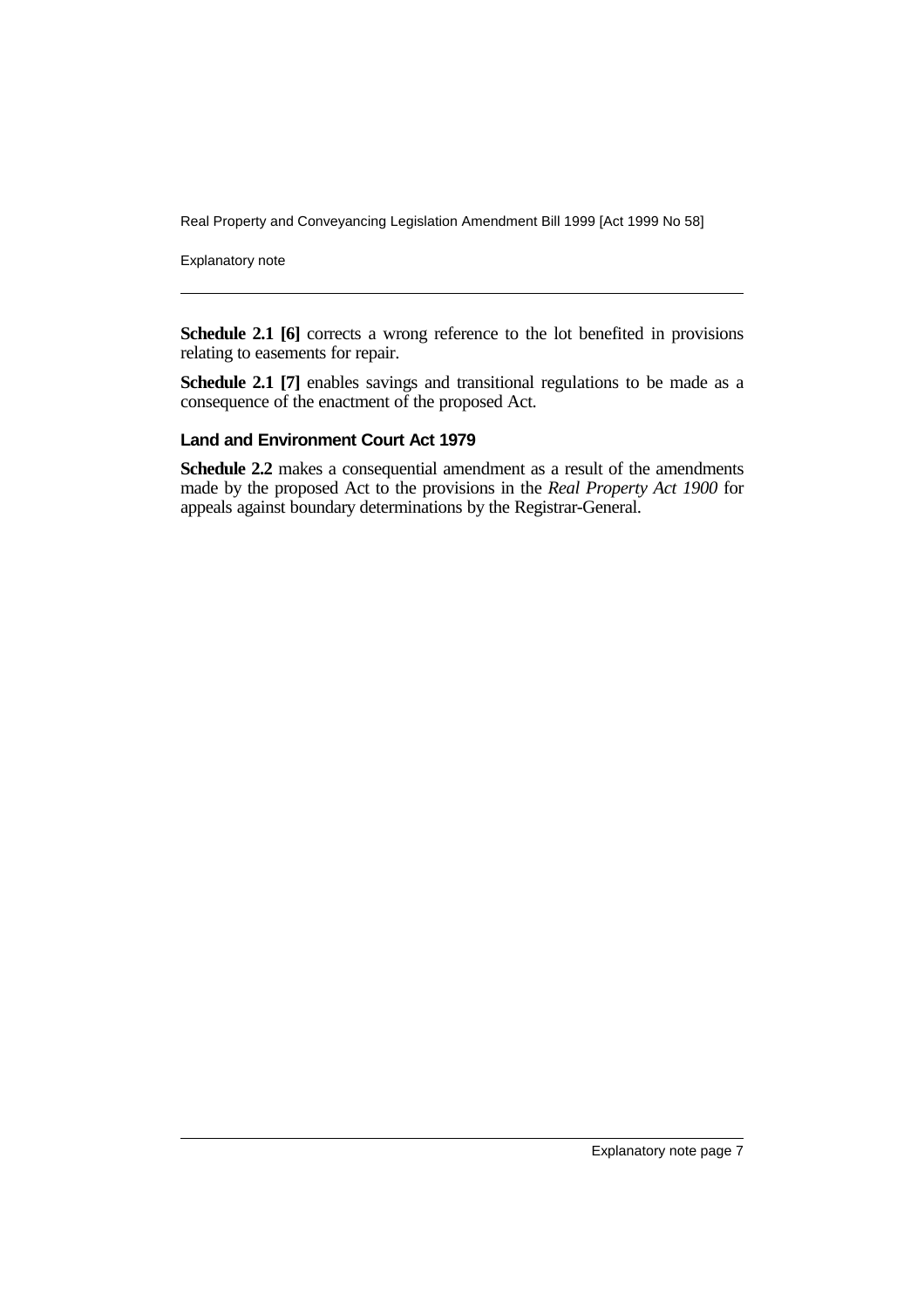**Schedule 2.1 [6]** corrects a wrong reference to the lot benefited in provisions relating to easements for repair.

**Schedule 2.1 [7]** enables savings and transitional regulations to be made as a consequence of the enactment of the proposed Act.

### Land and Environment Court Act 1979

**Schedule 2.2** makes a consequential amendment as a result of the amendments made by the proposed Act to the provisions in the *Real Property Act 1900* for appeals against boundary determinations by the Registrar-General.